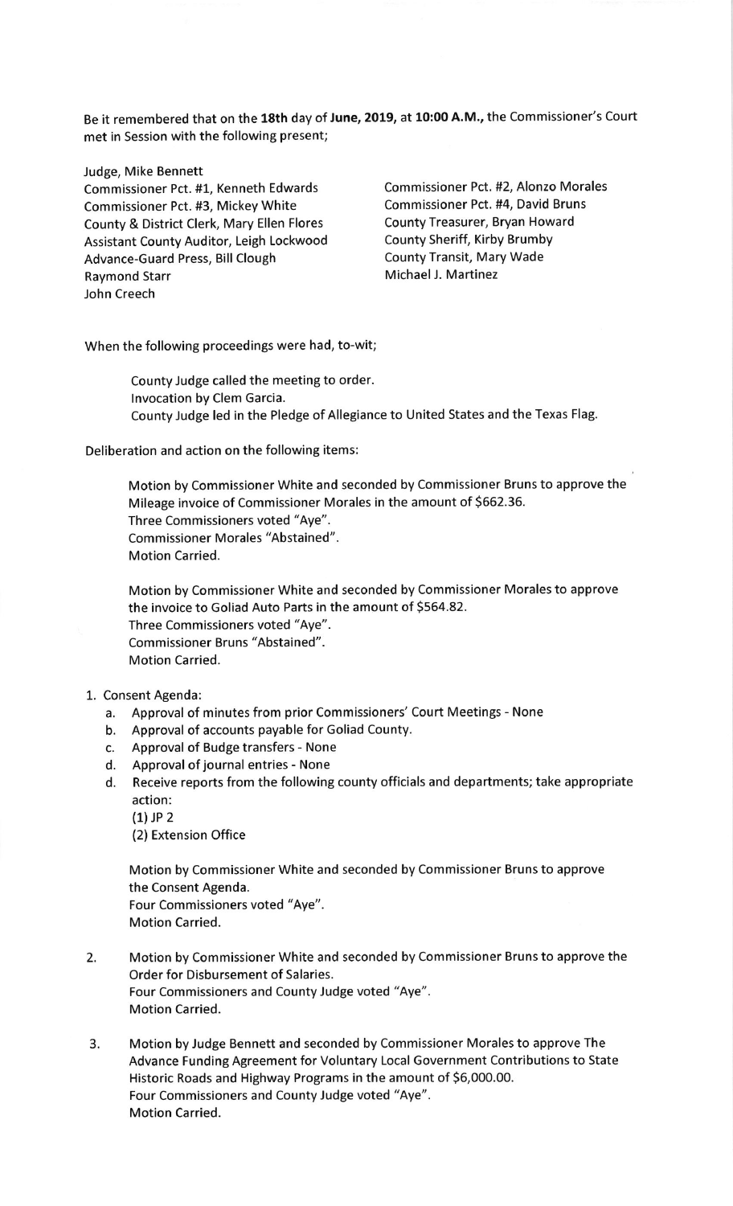Be it remembered that on the **18th** day of **June, 2019**, at **10:00 A.M.**, the Commissioner's Court met in Session with the following present;

Judge, Mike Bennett
Commissioner Pct. #1, Kenneth Edwards
Commissioner Pct. #2, Alonzo Morales
Commissioner Pct. #3, Mickey White
Commissioner Pct. #4, David Bruns
County & District Clerk, Mary Ellen Flores
County Treasurer, Bryan Howard
Assistant County Auditor, Leigh Lockwood
County Sheriff, Kirby Brumby
Advance-Guard Press, Bill Clough
County Transit, Mary Wade
Raymond Starr
Michael J. Martinez
John Creech

When the following proceedings were had, to-wit;

County Judge called the meeting to order.
Invocation by Clem Garcia.
County Judge led in the Pledge of Allegiance to United States and the Texas Flag.

Deliberation and action on the following items:

Motion by Commissioner White and seconded by Commissioner Bruns to approve the Mileage invoice of Commissioner Morales in the amount of $662.36.
Three Commissioners voted "Aye".
Commissioner Morales "Abstained".
Motion Carried.

Motion by Commissioner White and seconded by Commissioner Morales to approve the invoice to Goliad Auto Parts in the amount of $564.82.
Three Commissioners voted "Aye".
Commissioner Bruns "Abstained".
Motion Carried.

1. Consent Agenda:
   a. Approval of minutes from prior Commissioners' Court Meetings - None
   b. Approval of accounts payable for Goliad County.
   c. Approval of Budge transfers - None
   d. Approval of journal entries - None
   d. Receive reports from the following county officials and departments; take appropriate action:
      (1) JP 2
      (2) Extension Office

   Motion by Commissioner White and seconded by Commissioner Bruns to approve the Consent Agenda.
   Four Commissioners voted "Aye".
   Motion Carried.

2. Motion by Commissioner White and seconded by Commissioner Bruns to approve the Order for Disbursement of Salaries.
   Four Commissioners and County Judge voted "Aye".
   Motion Carried.

3. Motion by Judge Bennett and seconded by Commissioner Morales to approve The Advance Funding Agreement for Voluntary Local Government Contributions to State Historic Roads and Highway Programs in the amount of $6,000.00.
   Four Commissioners and County Judge voted "Aye".
   Motion Carried.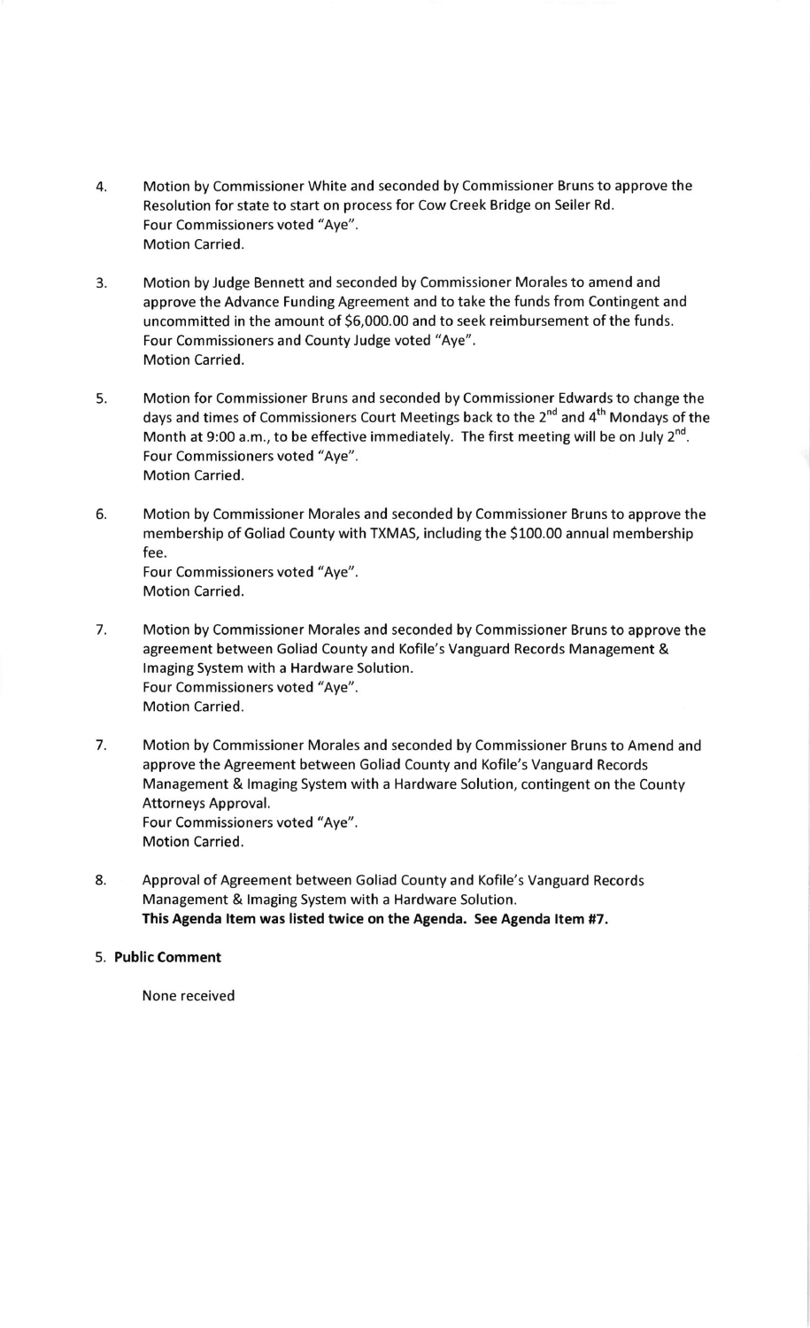4. Motion by Commissioner White and seconded by Commissioner Bruns to approve the Resolution for state to start on process for Cow Creek Bridge on Seiler Rd.
   Four Commissioners voted "Aye".
   Motion Carried.

3. Motion by Judge Bennett and seconded by Commissioner Morales to amend and approve the Advance Funding Agreement and to take the funds from Contingent and uncommitted in the amount of $6,000.00 and to seek reimbursement of the funds.
   Four Commissioners and County Judge voted "Aye".
   Motion Carried.

5. Motion for Commissioner Bruns and seconded by Commissioner Edwards to change the days and times of Commissioners Court Meetings back to the 2nd and 4th Mondays of the Month at 9:00 a.m., to be effective immediately. The first meeting will be on July 2nd.
   Four Commissioners voted "Aye".
   Motion Carried.

6. Motion by Commissioner Morales and seconded by Commissioner Bruns to approve the membership of Goliad County with TXMAS, including the $100.00 annual membership fee.
   Four Commissioners voted "Aye".
   Motion Carried.

7. Motion by Commissioner Morales and seconded by Commissioner Bruns to approve the agreement between Goliad County and Kofile's Vanguard Records Management & Imaging System with a Hardware Solution.
   Four Commissioners voted "Aye".
   Motion Carried.

7. Motion by Commissioner Morales and seconded by Commissioner Bruns to Amend and approve the Agreement between Goliad County and Kofile's Vanguard Records Management & Imaging System with a Hardware Solution, contingent on the County Attorneys Approval.
   Four Commissioners voted "Aye".
   Motion Carried.

8. Approval of Agreement between Goliad County and Kofile's Vanguard Records Management & Imaging System with a Hardware Solution.
   **This Agenda Item was listed twice on the Agenda. See Agenda Item #7.**

5. **Public Comment**

   None received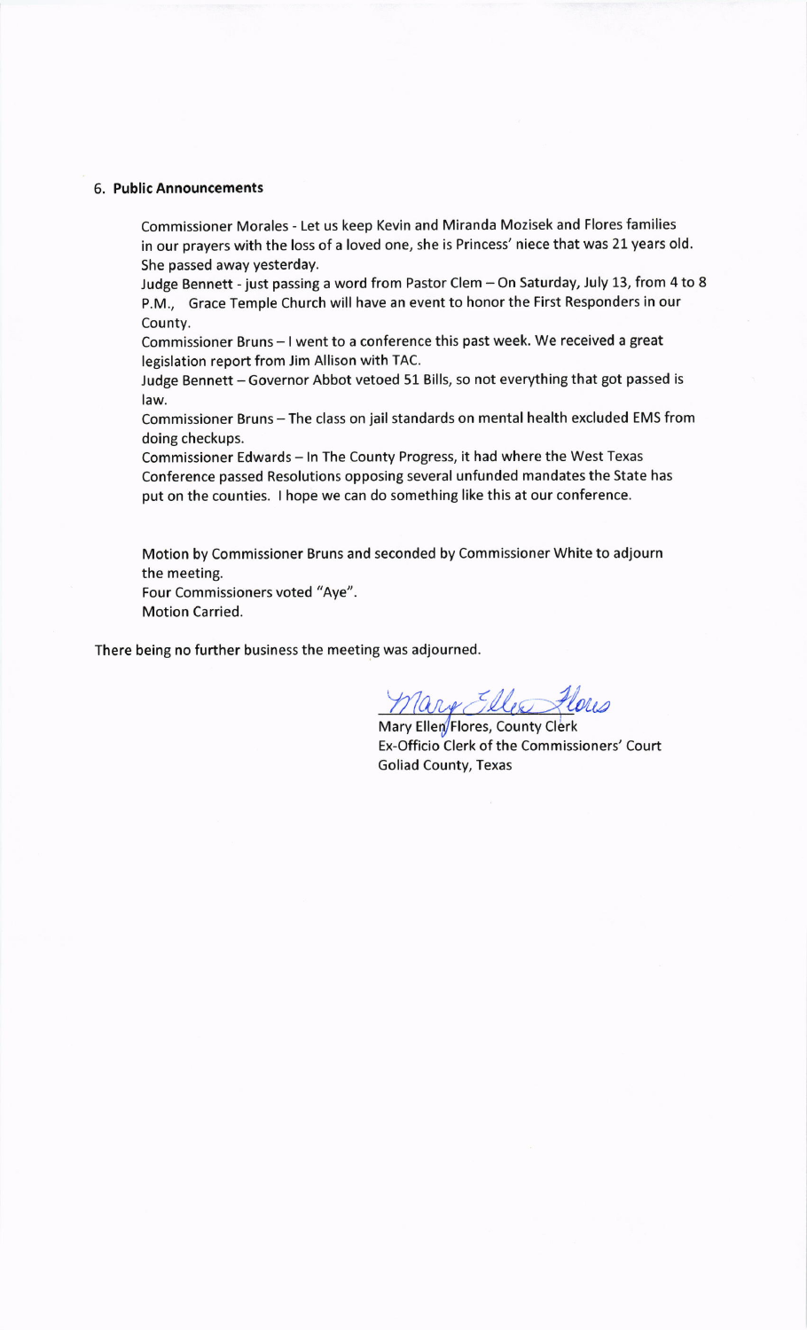6. **Public Announcements**

Commissioner Morales - Let us keep Kevin and Miranda Mozisek and Flores families in our prayers with the loss of a loved one, she is Princess' niece that was 21 years old. She passed away yesterday.

Judge Bennett - just passing a word from Pastor Clem – On Saturday, July 13, from 4 to 8 P.M., Grace Temple Church will have an event to honor the First Responders in our County.

Commissioner Bruns – I went to a conference this past week. We received a great legislation report from Jim Allison with TAC.

Judge Bennett – Governor Abbot vetoed 51 Bills, so not everything that got passed is law.

Commissioner Bruns – The class on jail standards on mental health excluded EMS from doing checkups.

Commissioner Edwards – In The County Progress, it had where the West Texas Conference passed Resolutions opposing several unfunded mandates the State has put on the counties. I hope we can do something like this at our conference.

Motion by Commissioner Bruns and seconded by Commissioner White to adjourn the meeting.
Four Commissioners voted "Aye".
Motion Carried.

There being no further business the meeting was adjourned.

Mary Ellen Flores

Mary Ellen Flores, County Clerk
Ex-Officio Clerk of the Commissioners' Court
Goliad County, Texas